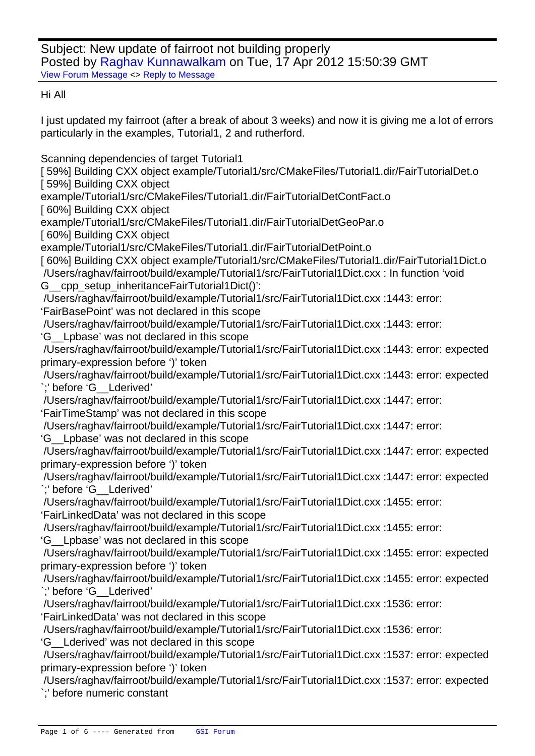Subject: New update of fairroot not building properly
Posted by Raghav Kunnawalkam on Tue, 17 Apr 2012 15:50:39 GMT
View Forum Message <> Reply to Message

Hi All

I just updated my fairroot (after a break of about 3 weeks) and now it is giving me a lot of errors particularly in the examples, Tutorial1, 2 and rutherford.

```
Scanning dependencies of target Tutorial1
[ 59%] Building CXX object example/Tutorial1/src/CMakeFiles/Tutorial1.dir/FairTutorialDet.o
[ 59%] Building CXX object
example/Tutorial1/src/CMakeFiles/Tutorial1.dir/FairTutorialDetContFact.o
[ 60%] Building CXX object
example/Tutorial1/src/CMakeFiles/Tutorial1.dir/FairTutorialDetGeoPar.o
[ 60%] Building CXX object
example/Tutorial1/src/CMakeFiles/Tutorial1.dir/FairTutorialDetPoint.o
[ 60%] Building CXX object example/Tutorial1/src/CMakeFiles/Tutorial1.dir/FairTutorial1Dict.o
/Users/raghav/fairroot/build/example/Tutorial1/src/FairTutorial1Dict.cxx : In function 'void
G__cpp_setup_inheritanceFairTutorial1Dict()':
/Users/raghav/fairroot/build/example/Tutorial1/src/FairTutorial1Dict.cxx :1443: error:
'FairBasePoint' was not declared in this scope
/Users/raghav/fairroot/build/example/Tutorial1/src/FairTutorial1Dict.cxx :1443: error:
'G__Lpbase' was not declared in this scope
/Users/raghav/fairroot/build/example/Tutorial1/src/FairTutorial1Dict.cxx :1443: error: expected
primary-expression before ')' token
/Users/raghav/fairroot/build/example/Tutorial1/src/FairTutorial1Dict.cxx :1443: error: expected
`;' before 'G__Lderived'
/Users/raghav/fairroot/build/example/Tutorial1/src/FairTutorial1Dict.cxx :1447: error:
'FairTimeStamp' was not declared in this scope
/Users/raghav/fairroot/build/example/Tutorial1/src/FairTutorial1Dict.cxx :1447: error:
'G__Lpbase' was not declared in this scope
/Users/raghav/fairroot/build/example/Tutorial1/src/FairTutorial1Dict.cxx :1447: error: expected
primary-expression before ')' token
/Users/raghav/fairroot/build/example/Tutorial1/src/FairTutorial1Dict.cxx :1447: error: expected
`;' before 'G__Lderived'
/Users/raghav/fairroot/build/example/Tutorial1/src/FairTutorial1Dict.cxx :1455: error:
'FairLinkedData' was not declared in this scope
/Users/raghav/fairroot/build/example/Tutorial1/src/FairTutorial1Dict.cxx :1455: error:
'G__Lpbase' was not declared in this scope
/Users/raghav/fairroot/build/example/Tutorial1/src/FairTutorial1Dict.cxx :1455: error: expected
primary-expression before ')' token
/Users/raghav/fairroot/build/example/Tutorial1/src/FairTutorial1Dict.cxx :1455: error: expected
`;' before 'G__Lderived'
/Users/raghav/fairroot/build/example/Tutorial1/src/FairTutorial1Dict.cxx :1536: error:
'FairLinkedData' was not declared in this scope
/Users/raghav/fairroot/build/example/Tutorial1/src/FairTutorial1Dict.cxx :1536: error:
'G__Lderived' was not declared in this scope
/Users/raghav/fairroot/build/example/Tutorial1/src/FairTutorial1Dict.cxx :1537: error: expected
primary-expression before ')' token
/Users/raghav/fairroot/build/example/Tutorial1/src/FairTutorial1Dict.cxx :1537: error: expected
`;' before numeric constant
```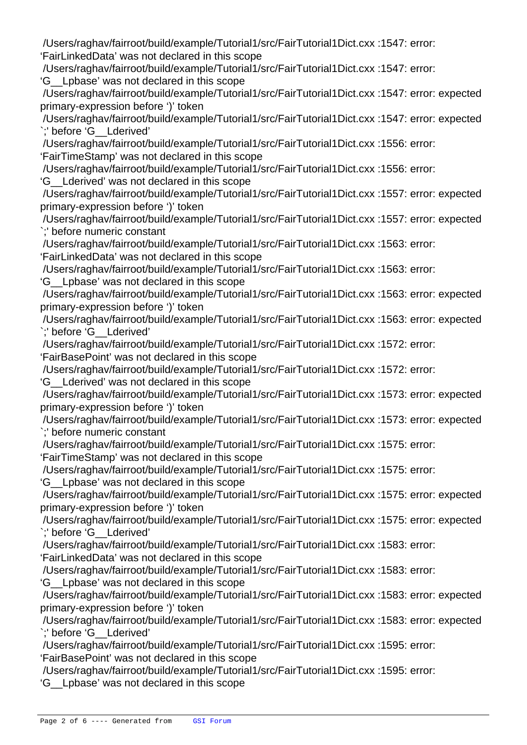/Users/raghav/fairroot/build/example/Tutorial1/src/FairTutorial1Dict.cxx :1547: error: 'FairLinkedData' was not declared in this scope
/Users/raghav/fairroot/build/example/Tutorial1/src/FairTutorial1Dict.cxx :1547: error: 'G__Lpbase' was not declared in this scope
/Users/raghav/fairroot/build/example/Tutorial1/src/FairTutorial1Dict.cxx :1547: error: expected primary-expression before ')' token
/Users/raghav/fairroot/build/example/Tutorial1/src/FairTutorial1Dict.cxx :1547: error: expected `;' before 'G__Lderived'
/Users/raghav/fairroot/build/example/Tutorial1/src/FairTutorial1Dict.cxx :1556: error: 'FairTimeStamp' was not declared in this scope
/Users/raghav/fairroot/build/example/Tutorial1/src/FairTutorial1Dict.cxx :1556: error: 'G__Lderived' was not declared in this scope
/Users/raghav/fairroot/build/example/Tutorial1/src/FairTutorial1Dict.cxx :1557: error: expected primary-expression before ')' token
/Users/raghav/fairroot/build/example/Tutorial1/src/FairTutorial1Dict.cxx :1557: error: expected `;' before numeric constant
/Users/raghav/fairroot/build/example/Tutorial1/src/FairTutorial1Dict.cxx :1563: error: 'FairLinkedData' was not declared in this scope
/Users/raghav/fairroot/build/example/Tutorial1/src/FairTutorial1Dict.cxx :1563: error: 'G__Lpbase' was not declared in this scope
/Users/raghav/fairroot/build/example/Tutorial1/src/FairTutorial1Dict.cxx :1563: error: expected primary-expression before ')' token
/Users/raghav/fairroot/build/example/Tutorial1/src/FairTutorial1Dict.cxx :1563: error: expected `;' before 'G__Lderived'
/Users/raghav/fairroot/build/example/Tutorial1/src/FairTutorial1Dict.cxx :1572: error: 'FairBasePoint' was not declared in this scope
/Users/raghav/fairroot/build/example/Tutorial1/src/FairTutorial1Dict.cxx :1572: error: 'G__Lderived' was not declared in this scope
/Users/raghav/fairroot/build/example/Tutorial1/src/FairTutorial1Dict.cxx :1573: error: expected primary-expression before ')' token
/Users/raghav/fairroot/build/example/Tutorial1/src/FairTutorial1Dict.cxx :1573: error: expected `;' before numeric constant
/Users/raghav/fairroot/build/example/Tutorial1/src/FairTutorial1Dict.cxx :1575: error: 'FairTimeStamp' was not declared in this scope
/Users/raghav/fairroot/build/example/Tutorial1/src/FairTutorial1Dict.cxx :1575: error: 'G__Lpbase' was not declared in this scope
/Users/raghav/fairroot/build/example/Tutorial1/src/FairTutorial1Dict.cxx :1575: error: expected primary-expression before ')' token
/Users/raghav/fairroot/build/example/Tutorial1/src/FairTutorial1Dict.cxx :1575: error: expected `;' before 'G__Lderived'
/Users/raghav/fairroot/build/example/Tutorial1/src/FairTutorial1Dict.cxx :1583: error: 'FairLinkedData' was not declared in this scope
/Users/raghav/fairroot/build/example/Tutorial1/src/FairTutorial1Dict.cxx :1583: error: 'G__Lpbase' was not declared in this scope
/Users/raghav/fairroot/build/example/Tutorial1/src/FairTutorial1Dict.cxx :1583: error: expected primary-expression before ')' token
/Users/raghav/fairroot/build/example/Tutorial1/src/FairTutorial1Dict.cxx :1583: error: expected `;' before 'G__Lderived'
/Users/raghav/fairroot/build/example/Tutorial1/src/FairTutorial1Dict.cxx :1595: error: 'FairBasePoint' was not declared in this scope
/Users/raghav/fairroot/build/example/Tutorial1/src/FairTutorial1Dict.cxx :1595: error: 'G__Lpbase' was not declared in this scope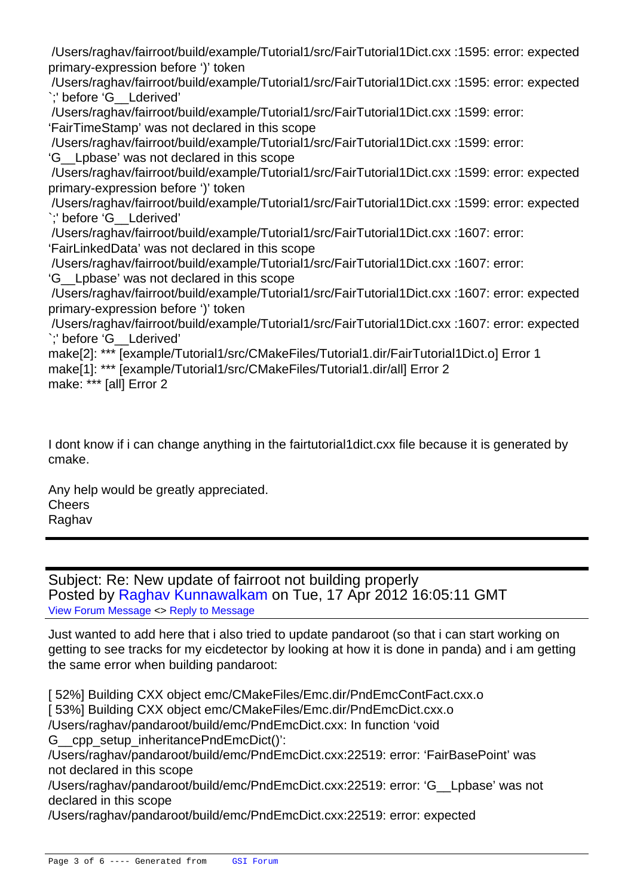/Users/raghav/fairroot/build/example/Tutorial1/src/FairTutorial1Dict.cxx :1595: error: expected primary-expression before ')' token
/Users/raghav/fairroot/build/example/Tutorial1/src/FairTutorial1Dict.cxx :1595: error: expected `;' before 'G__Lderived'
/Users/raghav/fairroot/build/example/Tutorial1/src/FairTutorial1Dict.cxx :1599: error: 'FairTimeStamp' was not declared in this scope
/Users/raghav/fairroot/build/example/Tutorial1/src/FairTutorial1Dict.cxx :1599: error: 'G__Lpbase' was not declared in this scope
/Users/raghav/fairroot/build/example/Tutorial1/src/FairTutorial1Dict.cxx :1599: error: expected primary-expression before ')' token
/Users/raghav/fairroot/build/example/Tutorial1/src/FairTutorial1Dict.cxx :1599: error: expected `;' before 'G__Lderived'
/Users/raghav/fairroot/build/example/Tutorial1/src/FairTutorial1Dict.cxx :1607: error: 'FairLinkedData' was not declared in this scope
/Users/raghav/fairroot/build/example/Tutorial1/src/FairTutorial1Dict.cxx :1607: error: 'G__Lpbase' was not declared in this scope
/Users/raghav/fairroot/build/example/Tutorial1/src/FairTutorial1Dict.cxx :1607: error: expected primary-expression before ')' token
/Users/raghav/fairroot/build/example/Tutorial1/src/FairTutorial1Dict.cxx :1607: error: expected `;' before 'G__Lderived'
make[2]: *** [example/Tutorial1/src/CMakeFiles/Tutorial1.dir/FairTutorial1Dict.o] Error 1
make[1]: *** [example/Tutorial1/src/CMakeFiles/Tutorial1.dir/all] Error 2
make: *** [all] Error 2

I dont know if i can change anything in the fairtutorial1dict.cxx file because it is generated by cmake.

Any help would be greatly appreciated.
Cheers
Raghav

---

Subject: Re: New update of fairroot not building properly
Posted by Raghav Kunnawalkam on Tue, 17 Apr 2012 16:05:11 GMT
View Forum Message <> Reply to Message

Just wanted to add here that i also tried to update pandaroot (so that i can start working on getting to see tracks for my eicdetector by looking at how it is done in panda) and i am getting the same error when building pandaroot:

[ 52%] Building CXX object emc/CMakeFiles/Emc.dir/PndEmcContFact.cxx.o
[ 53%] Building CXX object emc/CMakeFiles/Emc.dir/PndEmcDict.cxx.o
/Users/raghav/pandaroot/build/emc/PndEmcDict.cxx: In function 'void G__cpp_setup_inheritancePndEmcDict()':
/Users/raghav/pandaroot/build/emc/PndEmcDict.cxx:22519: error: 'FairBasePoint' was not declared in this scope
/Users/raghav/pandaroot/build/emc/PndEmcDict.cxx:22519: error: 'G__Lpbase' was not declared in this scope
/Users/raghav/pandaroot/build/emc/PndEmcDict.cxx:22519: error: expected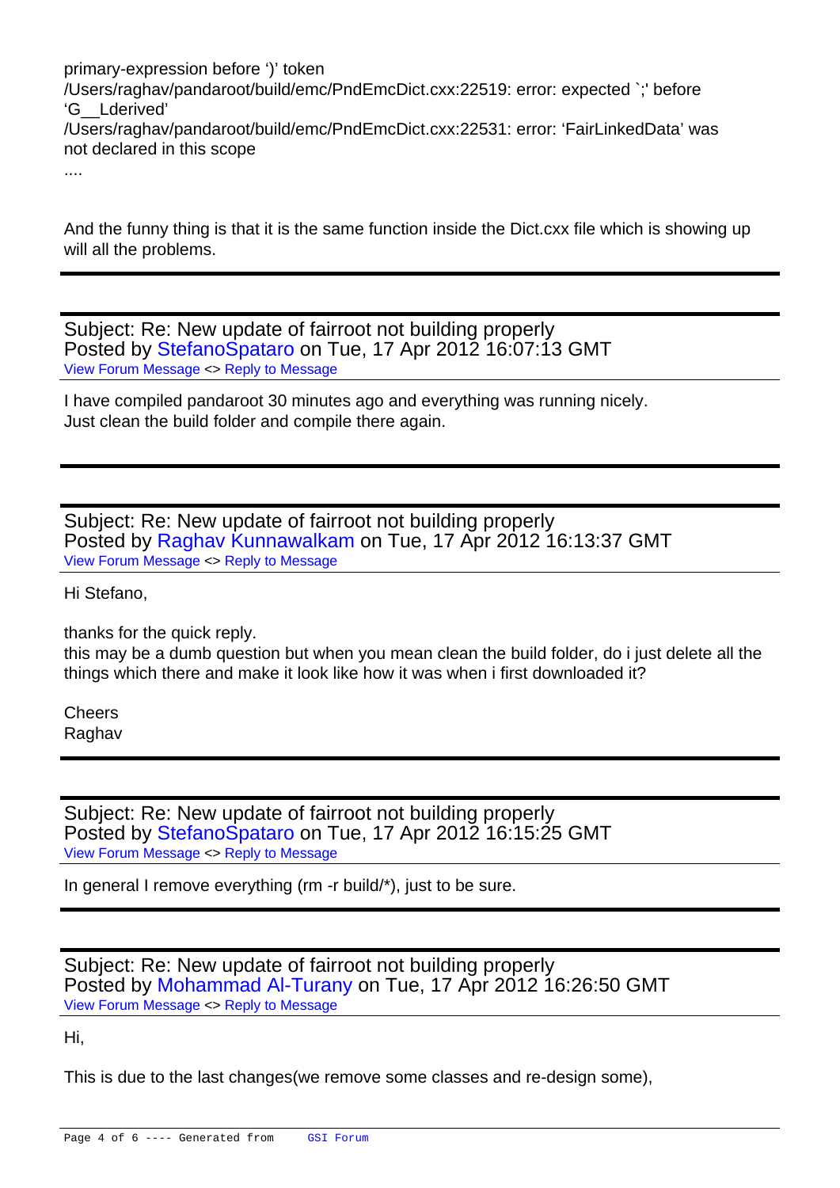primary-expression before ')' token
/Users/raghav/pandaroot/build/emc/PndEmcDict.cxx:22519: error: expected `;' before 'G__Lderived'
/Users/raghav/pandaroot/build/emc/PndEmcDict.cxx:22531: error: 'FairLinkedData' was not declared in this scope
....

And the funny thing is that it is the same function inside the Dict.cxx file which is showing up will all the problems.

---

Subject: Re: New update of fairroot not building properly
Posted by StefanoSpataro on Tue, 17 Apr 2012 16:07:13 GMT
View Forum Message <> Reply to Message

I have compiled pandaroot 30 minutes ago and everything was running nicely.
Just clean the build folder and compile there again.

---

Subject: Re: New update of fairroot not building properly
Posted by Raghav Kunnawalkam on Tue, 17 Apr 2012 16:13:37 GMT
View Forum Message <> Reply to Message

Hi Stefano,

thanks for the quick reply.
this may be a dumb question but when you mean clean the build folder, do i just delete all the things which there and make it look like how it was when i first downloaded it?

Cheers
Raghav

---

Subject: Re: New update of fairroot not building properly
Posted by StefanoSpataro on Tue, 17 Apr 2012 16:15:25 GMT
View Forum Message <> Reply to Message

In general I remove everything (rm -r build/*), just to be sure.

---

Subject: Re: New update of fairroot not building properly
Posted by Mohammad Al-Turany on Tue, 17 Apr 2012 16:26:50 GMT
View Forum Message <> Reply to Message

Hi,

This is due to the last changes(we remove some classes and re-design some),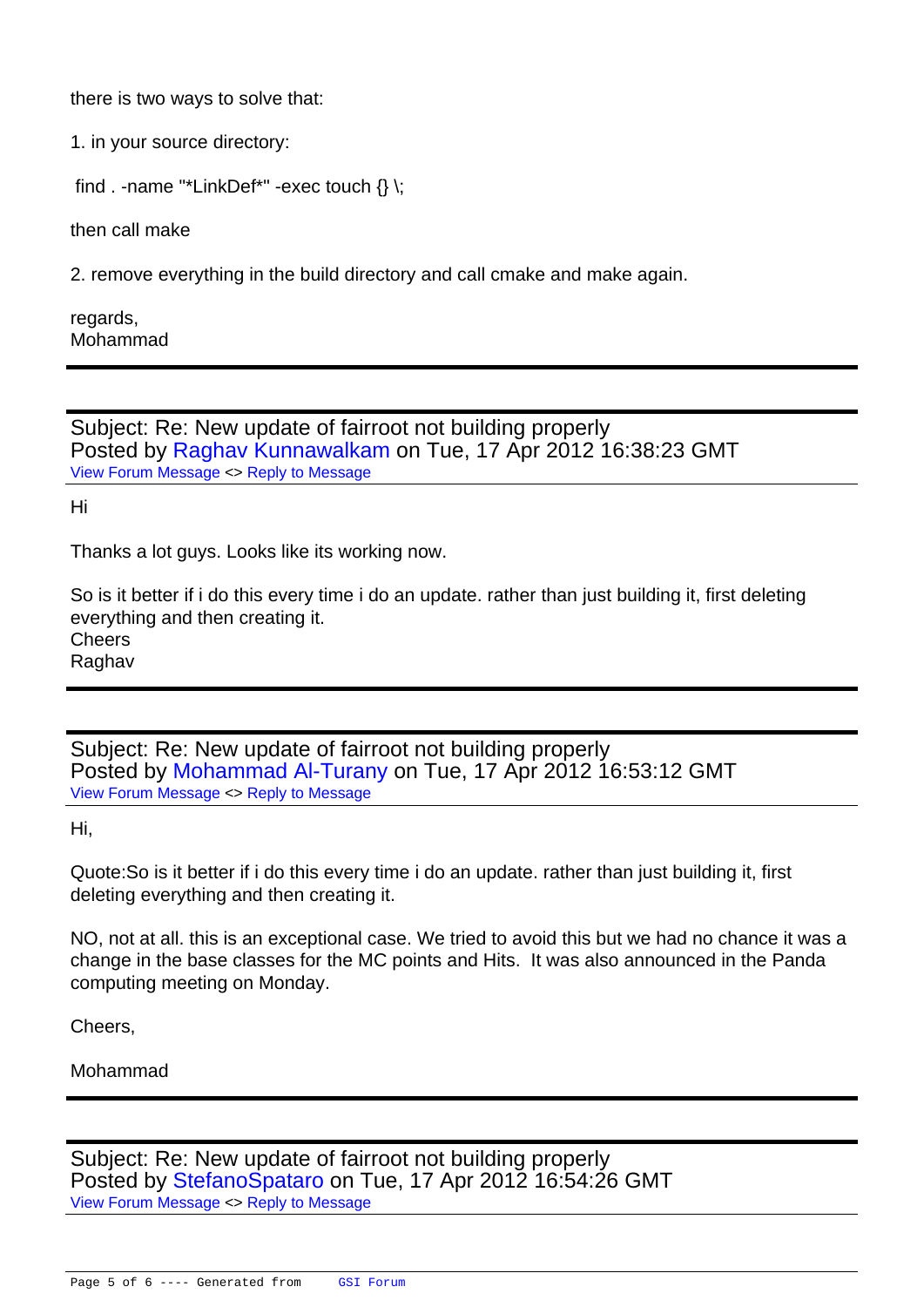there is two ways to solve that:

1. in your source directory:

```
find . -name "*LinkDef*" -exec touch {} \;
```

then call make

2. remove everything in the build directory and call cmake and make again.

regards,
Mohammad

---

Subject: Re: New update of fairroot not building properly
Posted by Raghav Kunnawalkam on Tue, 17 Apr 2012 16:38:23 GMT
View Forum Message <> Reply to Message

Hi

Thanks a lot guys. Looks like its working now.

So is it better if i do this every time i do an update. rather than just building it, first deleting everything and then creating it.
Cheers
Raghav

---

Subject: Re: New update of fairroot not building properly
Posted by Mohammad Al-Turany on Tue, 17 Apr 2012 16:53:12 GMT
View Forum Message <> Reply to Message

Hi,

Quote:So is it better if i do this every time i do an update. rather than just building it, first deleting everything and then creating it.

NO, not at all. this is an exceptional case. We tried to avoid this but we had no chance it was a change in the base classes for the MC points and Hits. It was also announced in the Panda computing meeting on Monday.

Cheers,

Mohammad

---

Subject: Re: New update of fairroot not building properly
Posted by StefanoSpataro on Tue, 17 Apr 2012 16:54:26 GMT
View Forum Message <> Reply to Message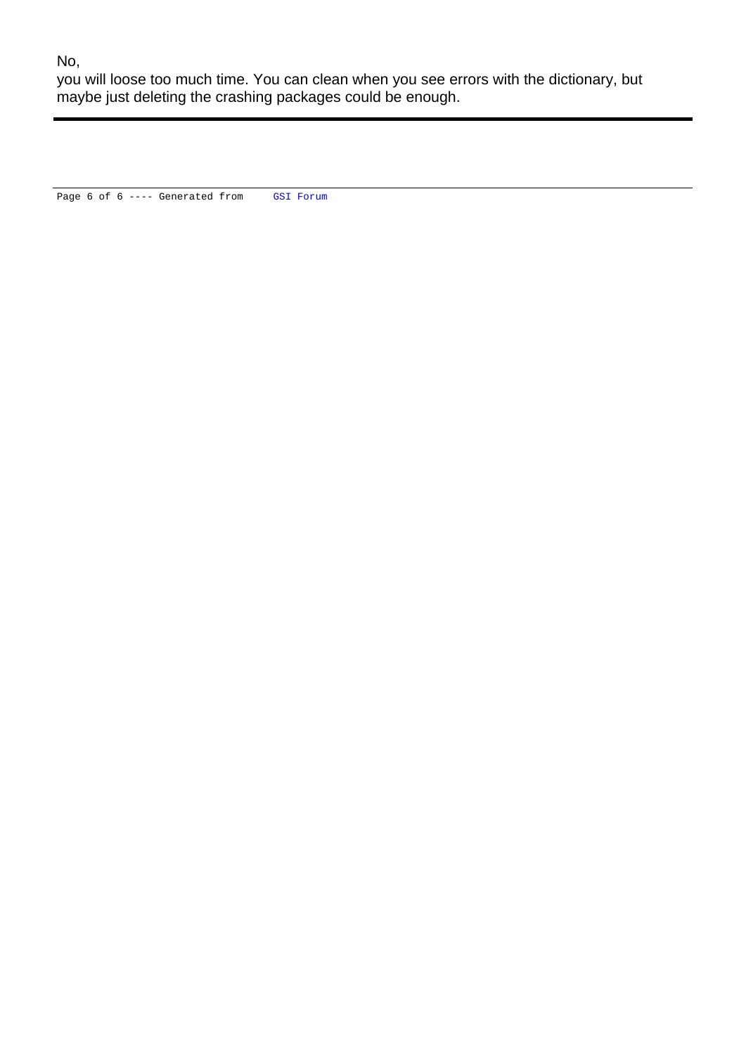No,
you will loose too much time. You can clean when you see errors with the dictionary, but maybe just deleting the crashing packages could be enough.

---